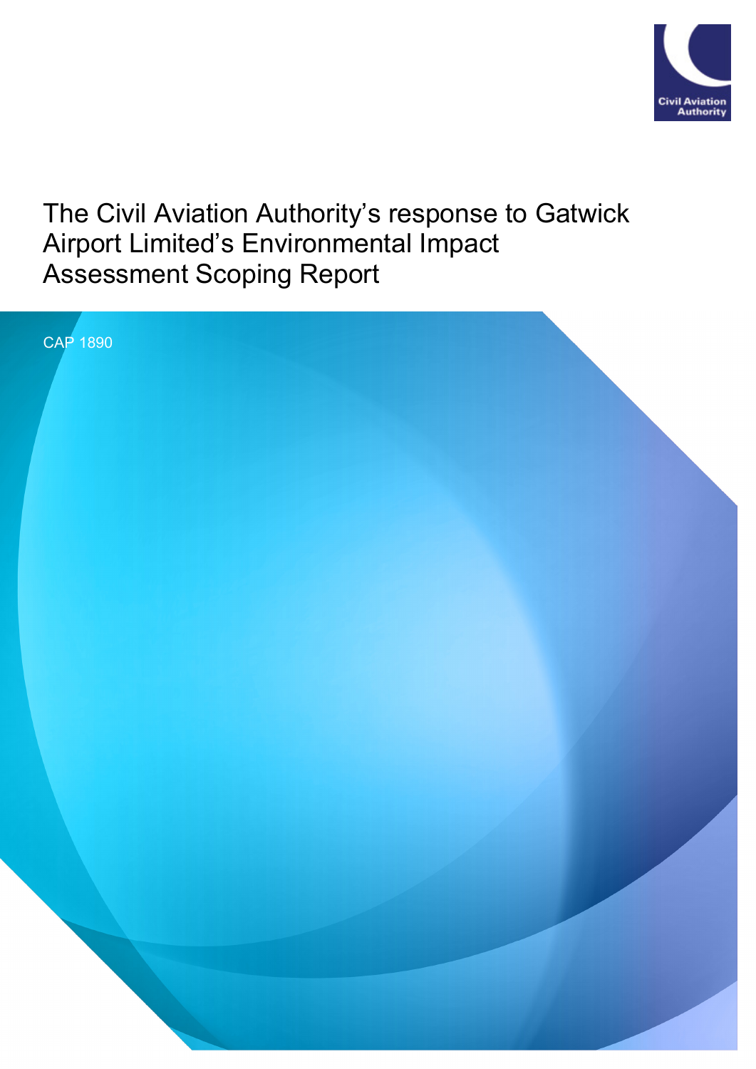Civil Aviation Authority

# The Civil Aviation Authority's response to Gatwick Airport Limited's Environmental Impact Assessment Scoping Report

CAP 1890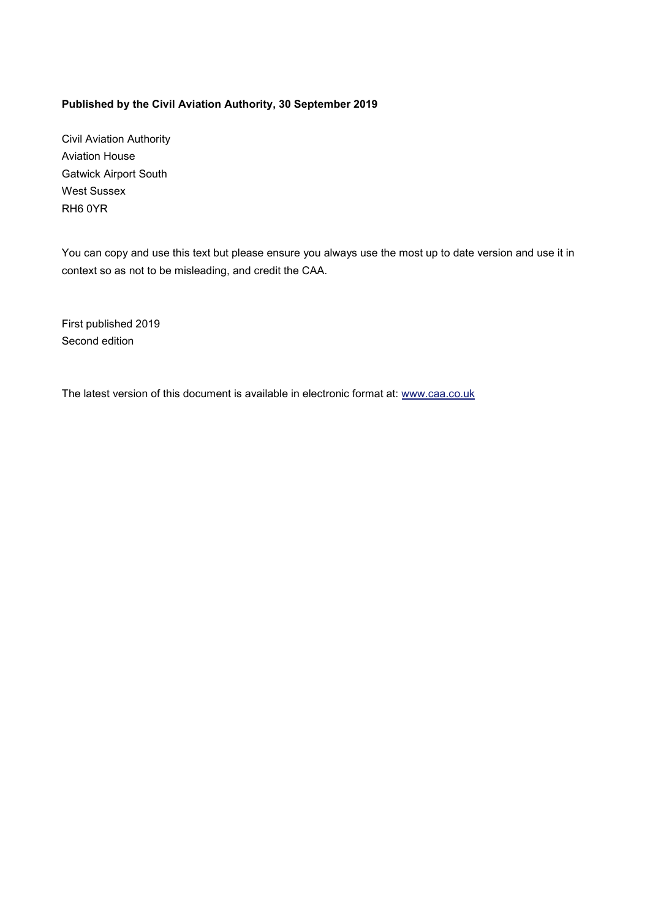**Published by the Civil Aviation Authority, 30 September 2019**

Civil Aviation Authority
Aviation House
Gatwick Airport South
West Sussex
RH6 0YR

You can copy and use this text but please ensure you always use the most up to date version and use it in context so as not to be misleading, and credit the CAA.

First published 2019
Second edition

The latest version of this document is available in electronic format at: www.caa.co.uk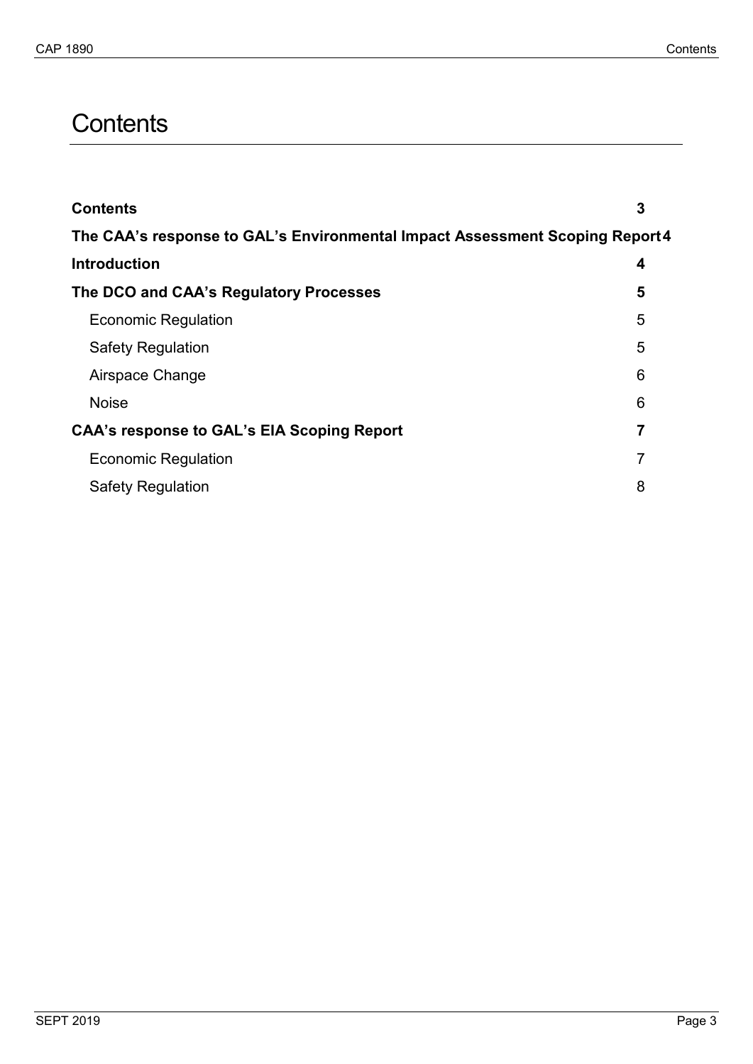# Contents

| | |
|---|---|
| **Contents** | **3** |
| **The CAA's response to GAL's Environmental Impact Assessment Scoping Report** | **4** |
| **Introduction** | **4** |
| **The DCO and CAA's Regulatory Processes** | **5** |
| Economic Regulation | 5 |
| Safety Regulation | 5 |
| Airspace Change | 6 |
| Noise | 6 |
| **CAA's response to GAL's EIA Scoping Report** | **7** |
| Economic Regulation | 7 |
| Safety Regulation | 8 |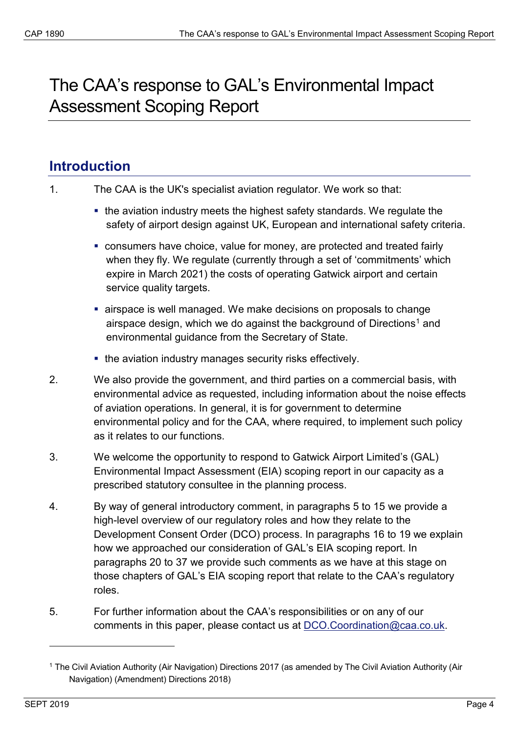# The CAA's response to GAL's Environmental Impact Assessment Scoping Report

## Introduction

1. The CAA is the UK's specialist aviation regulator. We work so that:

   - the aviation industry meets the highest safety standards. We regulate the safety of airport design against UK, European and international safety criteria.
   - consumers have choice, value for money, are protected and treated fairly when they fly. We regulate (currently through a set of 'commitments' which expire in March 2021) the costs of operating Gatwick airport and certain service quality targets.
   - airspace is well managed. We make decisions on proposals to change airspace design, which we do against the background of Directions[1] and environmental guidance from the Secretary of State.
   - the aviation industry manages security risks effectively.

2. We also provide the government, and third parties on a commercial basis, with environmental advice as requested, including information about the noise effects of aviation operations. In general, it is for government to determine environmental policy and for the CAA, where required, to implement such policy as it relates to our functions.

3. We welcome the opportunity to respond to Gatwick Airport Limited's (GAL) Environmental Impact Assessment (EIA) scoping report in our capacity as a prescribed statutory consultee in the planning process.

4. By way of general introductory comment, in paragraphs 5 to 15 we provide a high-level overview of our regulatory roles and how they relate to the Development Consent Order (DCO) process. In paragraphs 16 to 19 we explain how we approached our consideration of GAL's EIA scoping report. In paragraphs 20 to 37 we provide such comments as we have at this stage on those chapters of GAL's EIA scoping report that relate to the CAA's regulatory roles.

5. For further information about the CAA's responsibilities or on any of our comments in this paper, please contact us at [DCO.Coordination@caa.co.uk](mailto:DCO.Coordination@caa.co.uk).

---

[1] The Civil Aviation Authority (Air Navigation) Directions 2017 (as amended by The Civil Aviation Authority (Air Navigation) (Amendment) Directions 2018)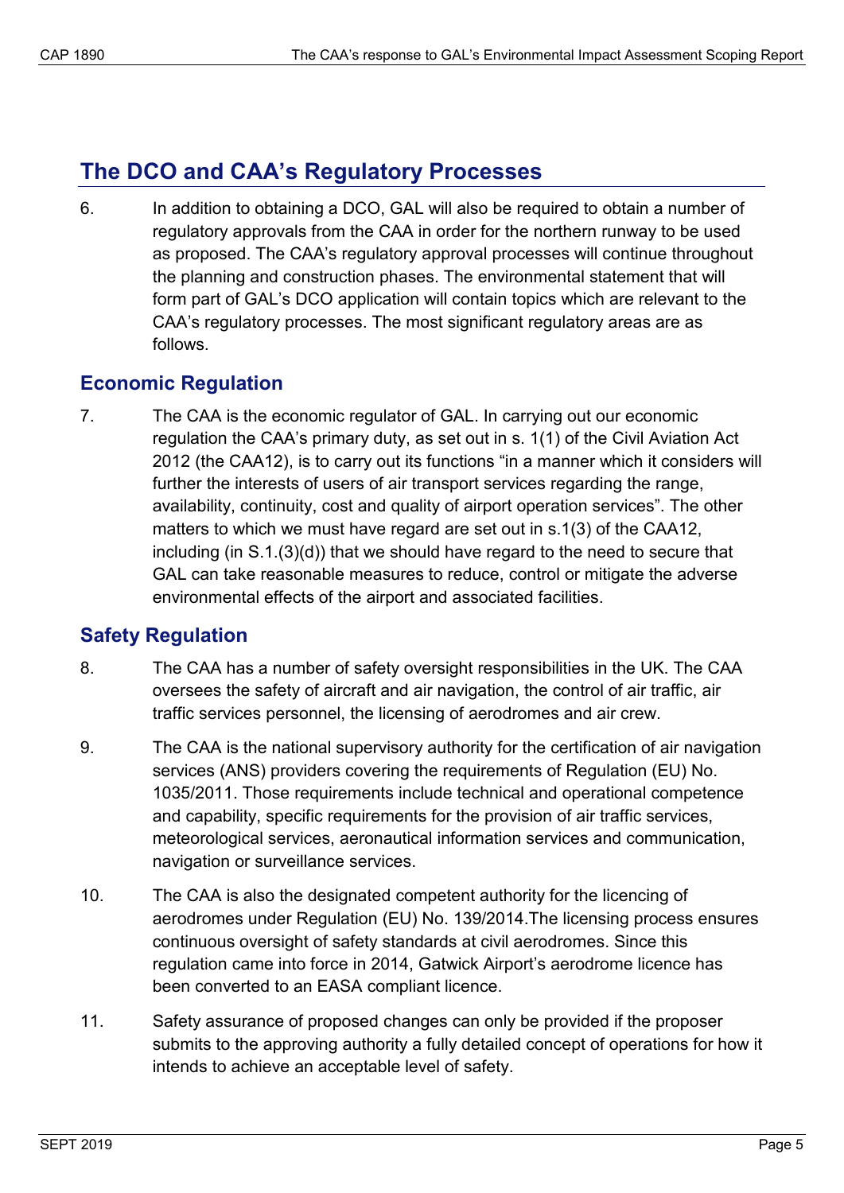## The DCO and CAA's Regulatory Processes

6. In addition to obtaining a DCO, GAL will also be required to obtain a number of regulatory approvals from the CAA in order for the northern runway to be used as proposed. The CAA's regulatory approval processes will continue throughout the planning and construction phases. The environmental statement that will form part of GAL's DCO application will contain topics which are relevant to the CAA's regulatory processes. The most significant regulatory areas are as follows.

### Economic Regulation

7. The CAA is the economic regulator of GAL. In carrying out our economic regulation the CAA's primary duty, as set out in s. 1(1) of the Civil Aviation Act 2012 (the CAA12), is to carry out its functions "in a manner which it considers will further the interests of users of air transport services regarding the range, availability, continuity, cost and quality of airport operation services". The other matters to which we must have regard are set out in s.1(3) of the CAA12, including (in S.1.(3)(d)) that we should have regard to the need to secure that GAL can take reasonable measures to reduce, control or mitigate the adverse environmental effects of the airport and associated facilities.

### Safety Regulation

8. The CAA has a number of safety oversight responsibilities in the UK. The CAA oversees the safety of aircraft and air navigation, the control of air traffic, air traffic services personnel, the licensing of aerodromes and air crew.

9. The CAA is the national supervisory authority for the certification of air navigation services (ANS) providers covering the requirements of Regulation (EU) No. 1035/2011. Those requirements include technical and operational competence and capability, specific requirements for the provision of air traffic services, meteorological services, aeronautical information services and communication, navigation or surveillance services.

10. The CAA is also the designated competent authority for the licencing of aerodromes under Regulation (EU) No. 139/2014.The licensing process ensures continuous oversight of safety standards at civil aerodromes. Since this regulation came into force in 2014, Gatwick Airport's aerodrome licence has been converted to an EASA compliant licence.

11. Safety assurance of proposed changes can only be provided if the proposer submits to the approving authority a fully detailed concept of operations for how it intends to achieve an acceptable level of safety.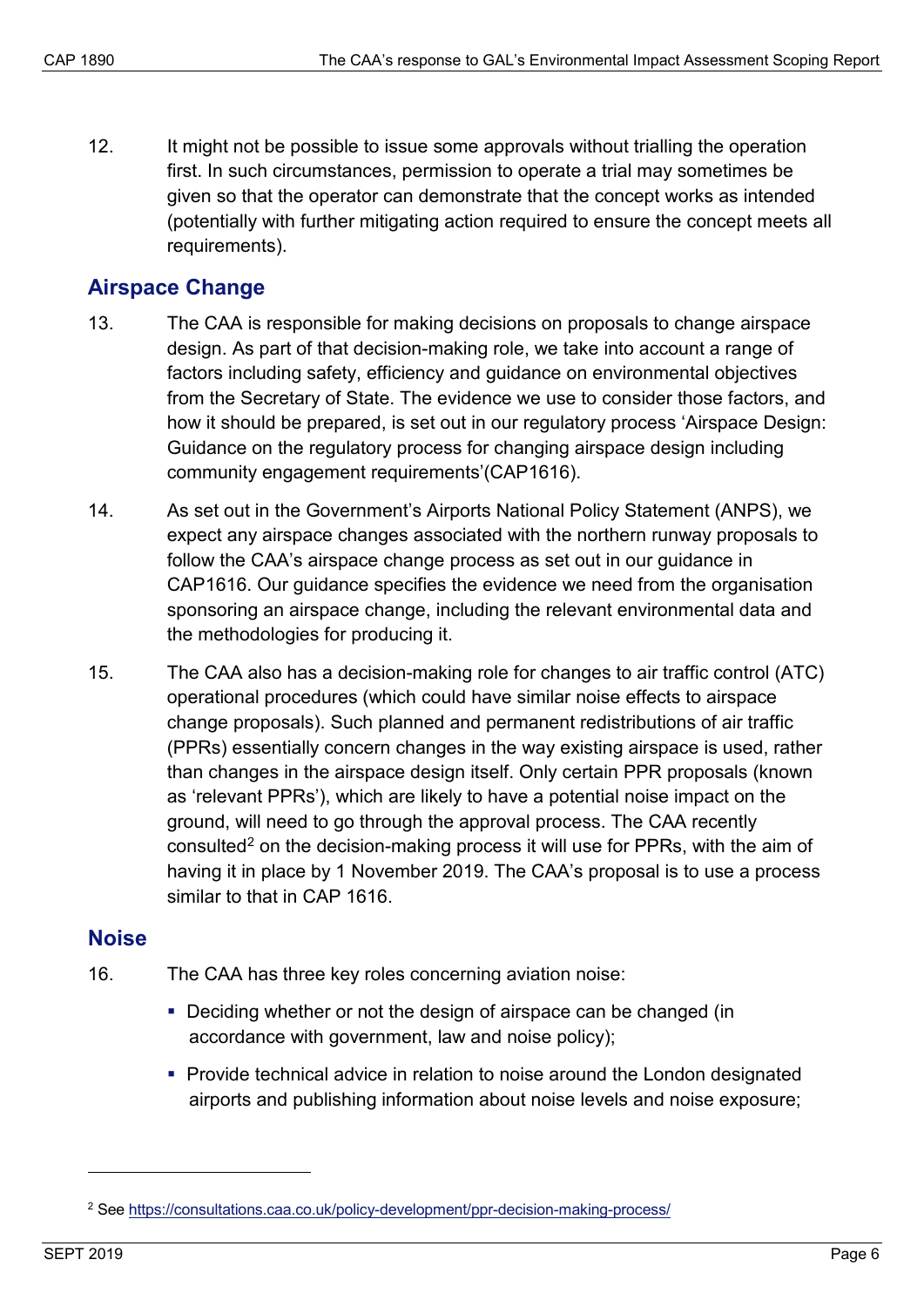12. It might not be possible to issue some approvals without trialling the operation first. In such circumstances, permission to operate a trial may sometimes be given so that the operator can demonstrate that the concept works as intended (potentially with further mitigating action required to ensure the concept meets all requirements).

## Airspace Change

13. The CAA is responsible for making decisions on proposals to change airspace design. As part of that decision-making role, we take into account a range of factors including safety, efficiency and guidance on environmental objectives from the Secretary of State. The evidence we use to consider those factors, and how it should be prepared, is set out in our regulatory process 'Airspace Design: Guidance on the regulatory process for changing airspace design including community engagement requirements'(CAP1616).

14. As set out in the Government's Airports National Policy Statement (ANPS), we expect any airspace changes associated with the northern runway proposals to follow the CAA's airspace change process as set out in our guidance in CAP1616. Our guidance specifies the evidence we need from the organisation sponsoring an airspace change, including the relevant environmental data and the methodologies for producing it.

15. The CAA also has a decision-making role for changes to air traffic control (ATC) operational procedures (which could have similar noise effects to airspace change proposals). Such planned and permanent redistributions of air traffic (PPRs) essentially concern changes in the way existing airspace is used, rather than changes in the airspace design itself. Only certain PPR proposals (known as 'relevant PPRs'), which are likely to have a potential noise impact on the ground, will need to go through the approval process. The CAA recently consulted[2] on the decision-making process it will use for PPRs, with the aim of having it in place by 1 November 2019. The CAA's proposal is to use a process similar to that in CAP 1616.

## Noise

16. The CAA has three key roles concerning aviation noise:

- Deciding whether or not the design of airspace can be changed (in accordance with government, law and noise policy);
- Provide technical advice in relation to noise around the London designated airports and publishing information about noise levels and noise exposure;

---

[2] See https://consultations.caa.co.uk/policy-development/ppr-decision-making-process/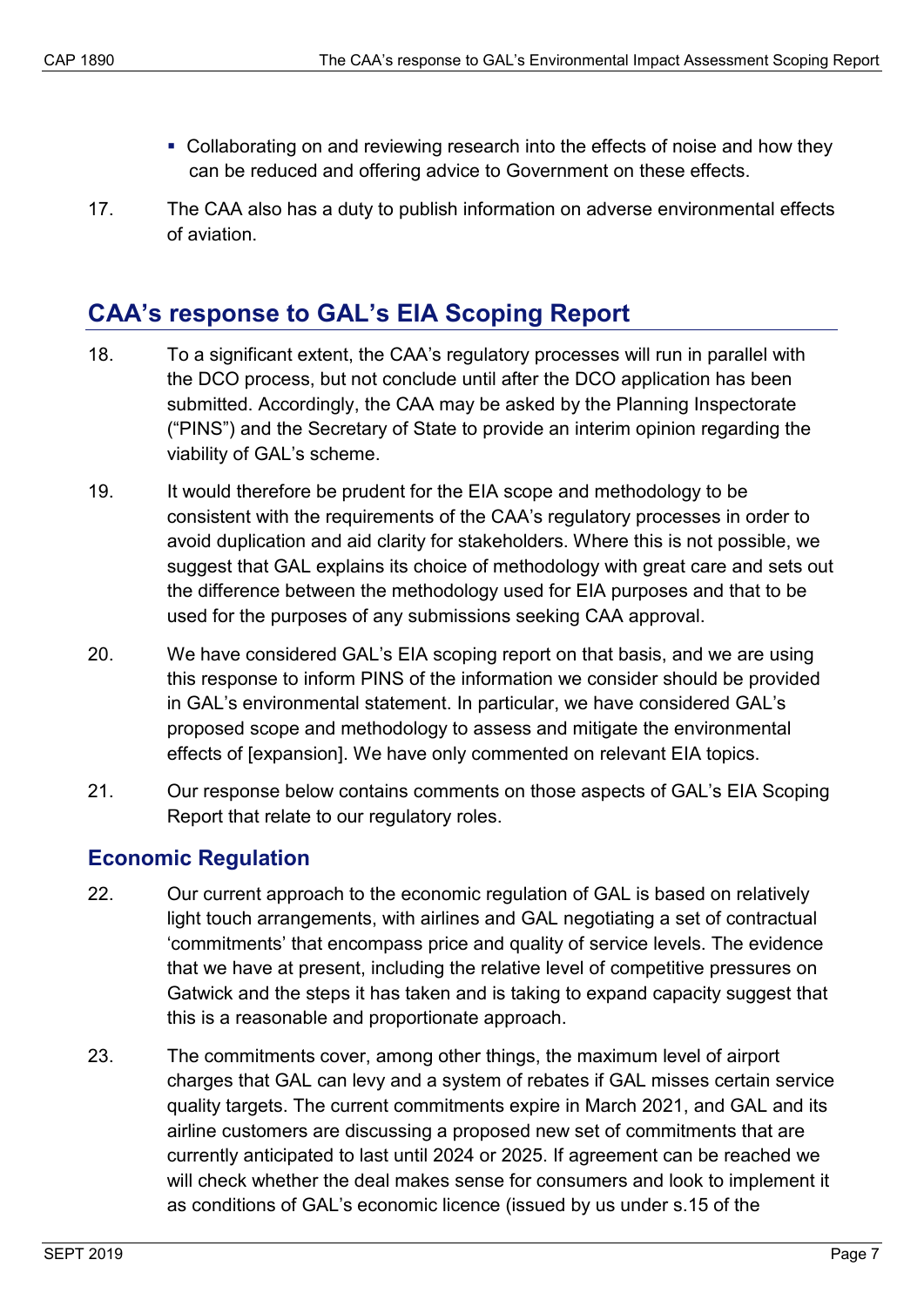- Collaborating on and reviewing research into the effects of noise and how they can be reduced and offering advice to Government on these effects.

17. The CAA also has a duty to publish information on adverse environmental effects of aviation.

## CAA's response to GAL's EIA Scoping Report

18. To a significant extent, the CAA's regulatory processes will run in parallel with the DCO process, but not conclude until after the DCO application has been submitted. Accordingly, the CAA may be asked by the Planning Inspectorate ("PINS") and the Secretary of State to provide an interim opinion regarding the viability of GAL's scheme.

19. It would therefore be prudent for the EIA scope and methodology to be consistent with the requirements of the CAA's regulatory processes in order to avoid duplication and aid clarity for stakeholders. Where this is not possible, we suggest that GAL explains its choice of methodology with great care and sets out the difference between the methodology used for EIA purposes and that to be used for the purposes of any submissions seeking CAA approval.

20. We have considered GAL's EIA scoping report on that basis, and we are using this response to inform PINS of the information we consider should be provided in GAL's environmental statement. In particular, we have considered GAL's proposed scope and methodology to assess and mitigate the environmental effects of [expansion]. We have only commented on relevant EIA topics.

21. Our response below contains comments on those aspects of GAL's EIA Scoping Report that relate to our regulatory roles.

### Economic Regulation

22. Our current approach to the economic regulation of GAL is based on relatively light touch arrangements, with airlines and GAL negotiating a set of contractual 'commitments' that encompass price and quality of service levels. The evidence that we have at present, including the relative level of competitive pressures on Gatwick and the steps it has taken and is taking to expand capacity suggest that this is a reasonable and proportionate approach.

23. The commitments cover, among other things, the maximum level of airport charges that GAL can levy and a system of rebates if GAL misses certain service quality targets. The current commitments expire in March 2021, and GAL and its airline customers are discussing a proposed new set of commitments that are currently anticipated to last until 2024 or 2025. If agreement can be reached we will check whether the deal makes sense for consumers and look to implement it as conditions of GAL's economic licence (issued by us under s.15 of the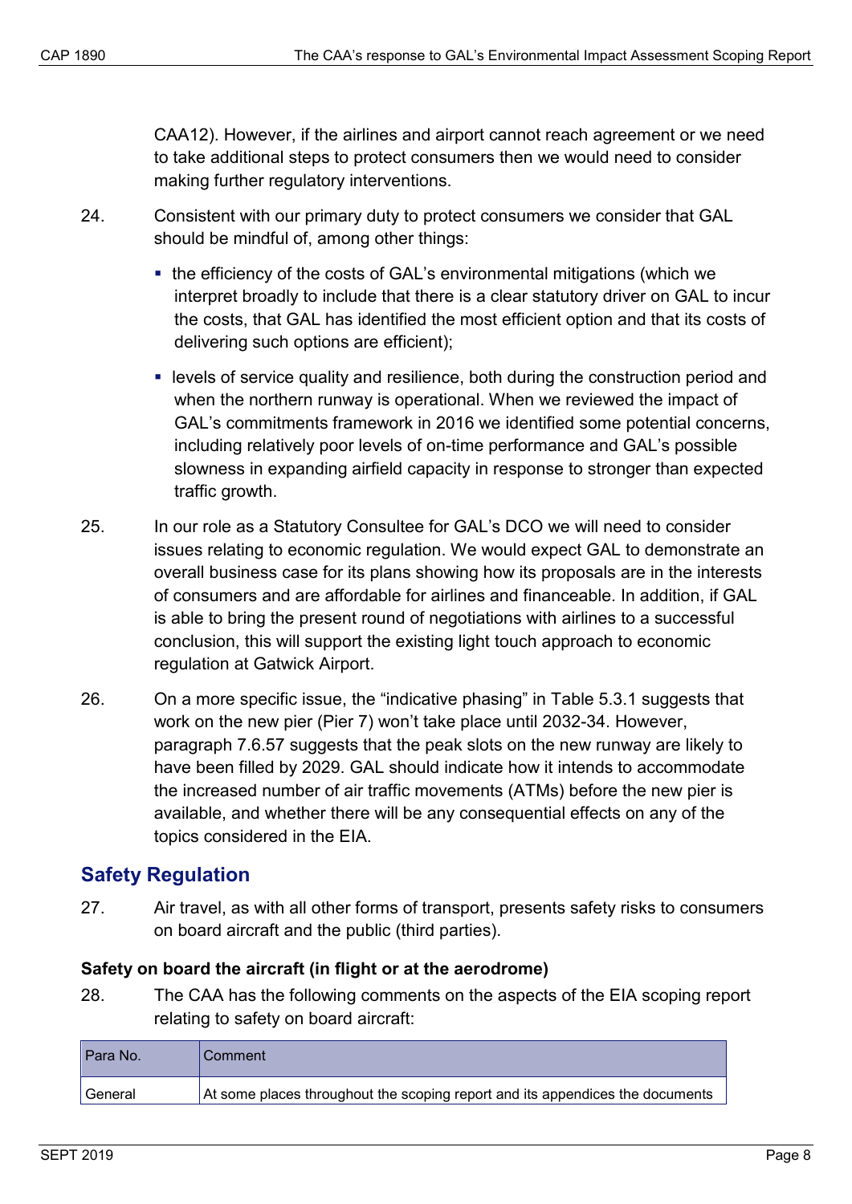CAA12). However, if the airlines and airport cannot reach agreement or we need to take additional steps to protect consumers then we would need to consider making further regulatory interventions.

24. Consistent with our primary duty to protect consumers we consider that GAL should be mindful of, among other things:

- the efficiency of the costs of GAL's environmental mitigations (which we interpret broadly to include that there is a clear statutory driver on GAL to incur the costs, that GAL has identified the most efficient option and that its costs of delivering such options are efficient);
- levels of service quality and resilience, both during the construction period and when the northern runway is operational. When we reviewed the impact of GAL's commitments framework in 2016 we identified some potential concerns, including relatively poor levels of on-time performance and GAL's possible slowness in expanding airfield capacity in response to stronger than expected traffic growth.

25. In our role as a Statutory Consultee for GAL's DCO we will need to consider issues relating to economic regulation. We would expect GAL to demonstrate an overall business case for its plans showing how its proposals are in the interests of consumers and are affordable for airlines and financeable. In addition, if GAL is able to bring the present round of negotiations with airlines to a successful conclusion, this will support the existing light touch approach to economic regulation at Gatwick Airport.

26. On a more specific issue, the "indicative phasing" in Table 5.3.1 suggests that work on the new pier (Pier 7) won't take place until 2032-34. However, paragraph 7.6.57 suggests that the peak slots on the new runway are likely to have been filled by 2029. GAL should indicate how it intends to accommodate the increased number of air traffic movements (ATMs) before the new pier is available, and whether there will be any consequential effects on any of the topics considered in the EIA.

## Safety Regulation

27. Air travel, as with all other forms of transport, presents safety risks to consumers on board aircraft and the public (third parties).

### Safety on board the aircraft (in flight or at the aerodrome)

28. The CAA has the following comments on the aspects of the EIA scoping report relating to safety on board aircraft:

| Para No. | Comment |
|---|---|
| General | At some places throughout the scoping report and its appendices the documents |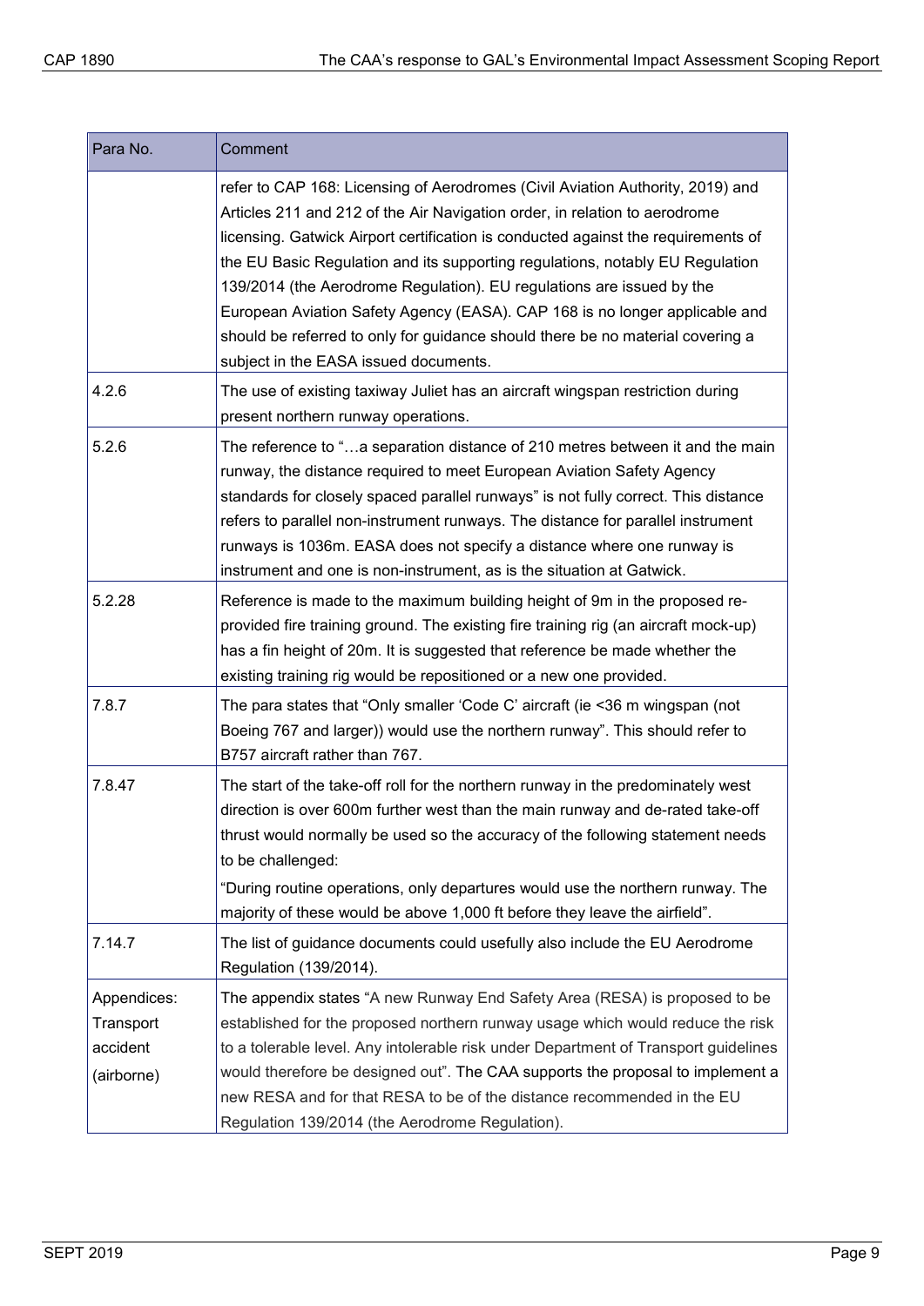| Para No. | Comment |
|---|---|
| | refer to CAP 168: Licensing of Aerodromes (Civil Aviation Authority, 2019) and Articles 211 and 212 of the Air Navigation order, in relation to aerodrome licensing. Gatwick Airport certification is conducted against the requirements of the EU Basic Regulation and its supporting regulations, notably EU Regulation 139/2014 (the Aerodrome Regulation). EU regulations are issued by the European Aviation Safety Agency (EASA). CAP 168 is no longer applicable and should be referred to only for guidance should there be no material covering a subject in the EASA issued documents. |
| 4.2.6 | The use of existing taxiway Juliet has an aircraft wingspan restriction during present northern runway operations. |
| 5.2.6 | The reference to "…a separation distance of 210 metres between it and the main runway, the distance required to meet European Aviation Safety Agency standards for closely spaced parallel runways" is not fully correct. This distance refers to parallel non-instrument runways. The distance for parallel instrument runways is 1036m. EASA does not specify a distance where one runway is instrument and one is non-instrument, as is the situation at Gatwick. |
| 5.2.28 | Reference is made to the maximum building height of 9m in the proposed re-provided fire training ground. The existing fire training rig (an aircraft mock-up) has a fin height of 20m. It is suggested that reference be made whether the existing training rig would be repositioned or a new one provided. |
| 7.8.7 | The para states that "Only smaller 'Code C' aircraft (ie <36 m wingspan (not Boeing 767 and larger)) would use the northern runway". This should refer to B757 aircraft rather than 767. |
| 7.8.47 | The start of the take-off roll for the northern runway in the predominately west direction is over 600m further west than the main runway and de-rated take-off thrust would normally be used so the accuracy of the following statement needs to be challenged:<br>"During routine operations, only departures would use the northern runway. The majority of these would be above 1,000 ft before they leave the airfield". |
| 7.14.7 | The list of guidance documents could usefully also include the EU Aerodrome Regulation (139/2014). |
| Appendices: Transport accident (airborne) | The appendix states "A new Runway End Safety Area (RESA) is proposed to be established for the proposed northern runway usage which would reduce the risk to a tolerable level. Any intolerable risk under Department of Transport guidelines would therefore be designed out". The CAA supports the proposal to implement a new RESA and for that RESA to be of the distance recommended in the EU Regulation 139/2014 (the Aerodrome Regulation). |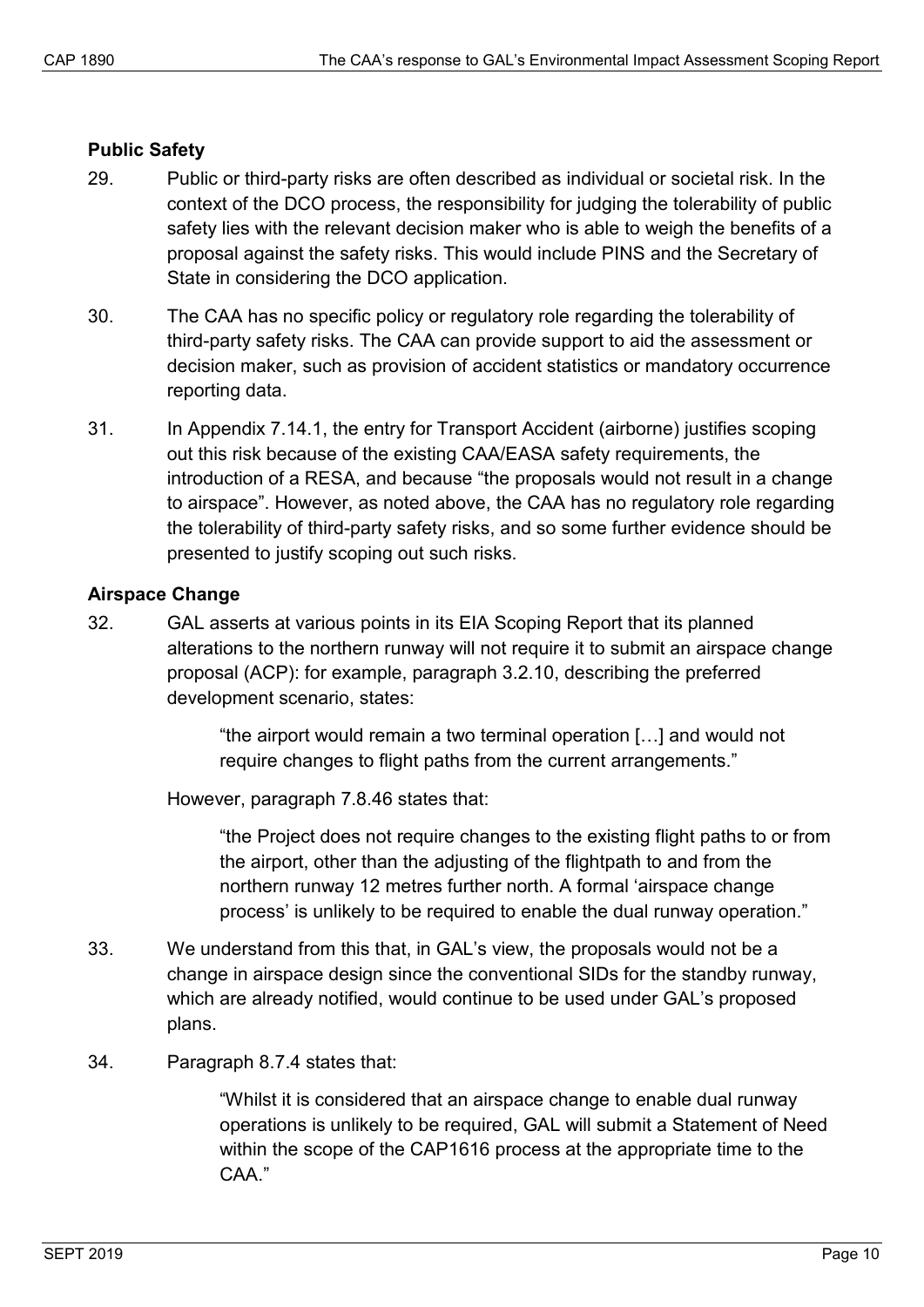### Public Safety

29. Public or third-party risks are often described as individual or societal risk. In the context of the DCO process, the responsibility for judging the tolerability of public safety lies with the relevant decision maker who is able to weigh the benefits of a proposal against the safety risks. This would include PINS and the Secretary of State in considering the DCO application.

30. The CAA has no specific policy or regulatory role regarding the tolerability of third-party safety risks. The CAA can provide support to aid the assessment or decision maker, such as provision of accident statistics or mandatory occurrence reporting data.

31. In Appendix 7.14.1, the entry for Transport Accident (airborne) justifies scoping out this risk because of the existing CAA/EASA safety requirements, the introduction of a RESA, and because "the proposals would not result in a change to airspace". However, as noted above, the CAA has no regulatory role regarding the tolerability of third-party safety risks, and so some further evidence should be presented to justify scoping out such risks.

### Airspace Change

32. GAL asserts at various points in its EIA Scoping Report that its planned alterations to the northern runway will not require it to submit an airspace change proposal (ACP): for example, paragraph 3.2.10, describing the preferred development scenario, states:

    > "the airport would remain a two terminal operation […] and would not require changes to flight paths from the current arrangements."

    However, paragraph 7.8.46 states that:

    > "the Project does not require changes to the existing flight paths to or from the airport, other than the adjusting of the flightpath to and from the northern runway 12 metres further north. A formal 'airspace change process' is unlikely to be required to enable the dual runway operation."

33. We understand from this that, in GAL's view, the proposals would not be a change in airspace design since the conventional SIDs for the standby runway, which are already notified, would continue to be used under GAL's proposed plans.

34. Paragraph 8.7.4 states that:

    > "Whilst it is considered that an airspace change to enable dual runway operations is unlikely to be required, GAL will submit a Statement of Need within the scope of the CAP1616 process at the appropriate time to the CAA."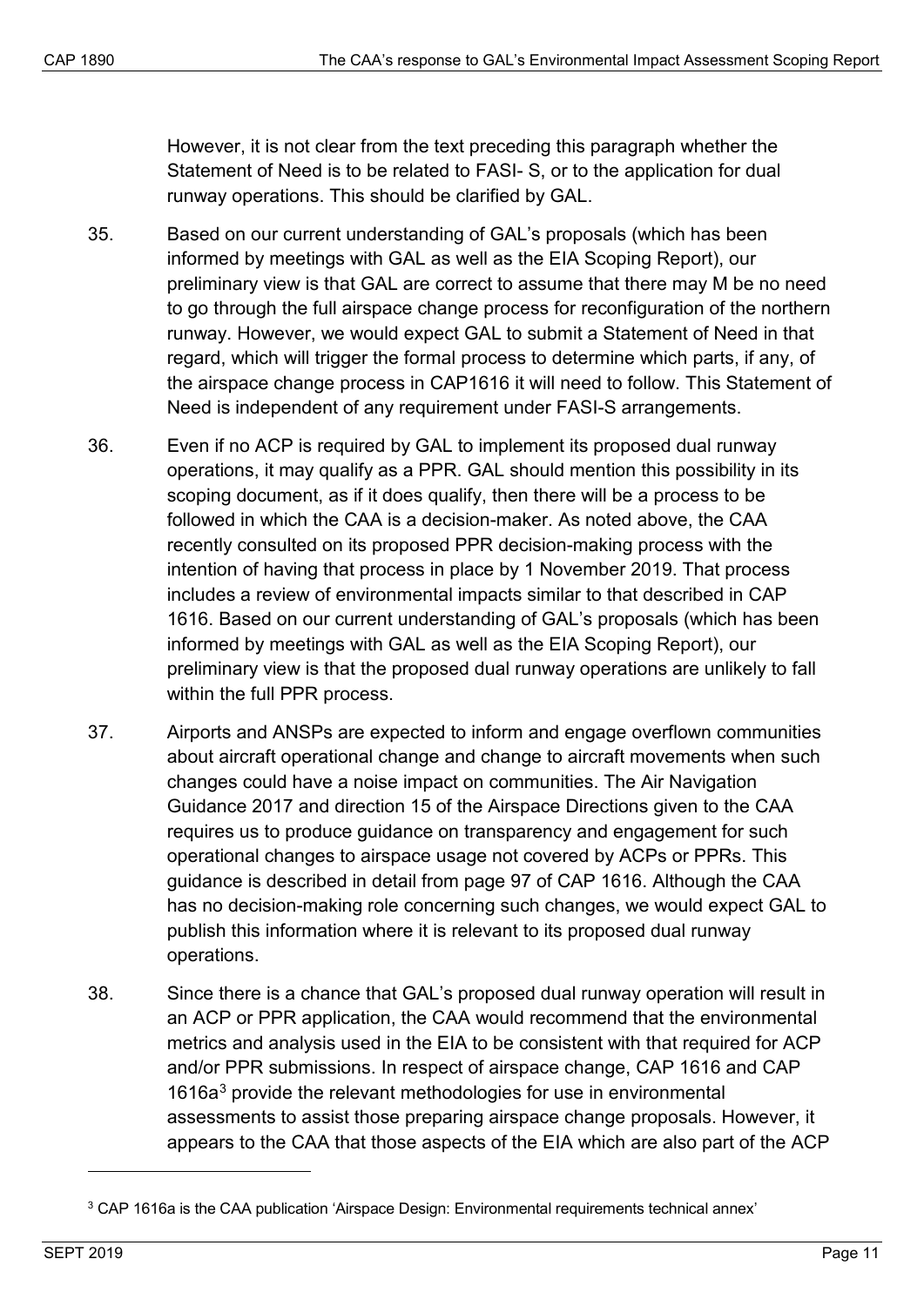However, it is not clear from the text preceding this paragraph whether the Statement of Need is to be related to FASI- S, or to the application for dual runway operations. This should be clarified by GAL.

35. Based on our current understanding of GAL's proposals (which has been informed by meetings with GAL as well as the EIA Scoping Report), our preliminary view is that GAL are correct to assume that there may M be no need to go through the full airspace change process for reconfiguration of the northern runway. However, we would expect GAL to submit a Statement of Need in that regard, which will trigger the formal process to determine which parts, if any, of the airspace change process in CAP1616 it will need to follow. This Statement of Need is independent of any requirement under FASI-S arrangements.

36. Even if no ACP is required by GAL to implement its proposed dual runway operations, it may qualify as a PPR. GAL should mention this possibility in its scoping document, as if it does qualify, then there will be a process to be followed in which the CAA is a decision-maker. As noted above, the CAA recently consulted on its proposed PPR decision-making process with the intention of having that process in place by 1 November 2019. That process includes a review of environmental impacts similar to that described in CAP 1616. Based on our current understanding of GAL's proposals (which has been informed by meetings with GAL as well as the EIA Scoping Report), our preliminary view is that the proposed dual runway operations are unlikely to fall within the full PPR process.

37. Airports and ANSPs are expected to inform and engage overflown communities about aircraft operational change and change to aircraft movements when such changes could have a noise impact on communities. The Air Navigation Guidance 2017 and direction 15 of the Airspace Directions given to the CAA requires us to produce guidance on transparency and engagement for such operational changes to airspace usage not covered by ACPs or PPRs. This guidance is described in detail from page 97 of CAP 1616. Although the CAA has no decision-making role concerning such changes, we would expect GAL to publish this information where it is relevant to its proposed dual runway operations.

38. Since there is a chance that GAL's proposed dual runway operation will result in an ACP or PPR application, the CAA would recommend that the environmental metrics and analysis used in the EIA to be consistent with that required for ACP and/or PPR submissions. In respect of airspace change, CAP 1616 and CAP 1616a[3] provide the relevant methodologies for use in environmental assessments to assist those preparing airspace change proposals. However, it appears to the CAA that those aspects of the EIA which are also part of the ACP

[3] CAP 1616a is the CAA publication 'Airspace Design: Environmental requirements technical annex'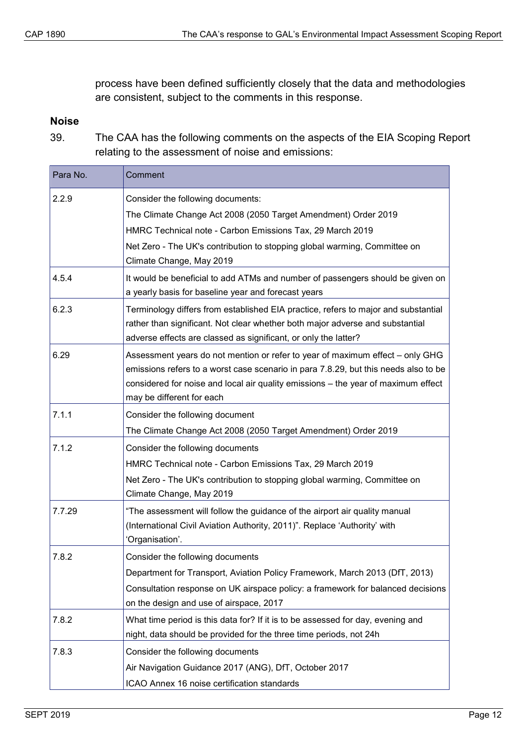process have been defined sufficiently closely that the data and methodologies are consistent, subject to the comments in this response.

## Noise

39. The CAA has the following comments on the aspects of the EIA Scoping Report relating to the assessment of noise and emissions:

| Para No. | Comment |
|---|---|
| 2.2.9 | Consider the following documents:<br>The Climate Change Act 2008 (2050 Target Amendment) Order 2019<br>HMRC Technical note - Carbon Emissions Tax, 29 March 2019<br>Net Zero - The UK's contribution to stopping global warming, Committee on Climate Change, May 2019 |
| 4.5.4 | It would be beneficial to add ATMs and number of passengers should be given on a yearly basis for baseline year and forecast years |
| 6.2.3 | Terminology differs from established EIA practice, refers to major and substantial rather than significant. Not clear whether both major adverse and substantial adverse effects are classed as significant, or only the latter? |
| 6.29 | Assessment years do not mention or refer to year of maximum effect – only GHG emissions refers to a worst case scenario in para 7.8.29, but this needs also to be considered for noise and local air quality emissions – the year of maximum effect may be different for each |
| 7.1.1 | Consider the following document<br>The Climate Change Act 2008 (2050 Target Amendment) Order 2019 |
| 7.1.2 | Consider the following documents<br>HMRC Technical note - Carbon Emissions Tax, 29 March 2019<br>Net Zero - The UK's contribution to stopping global warming, Committee on Climate Change, May 2019 |
| 7.7.29 | "The assessment will follow the guidance of the airport air quality manual (International Civil Aviation Authority, 2011)". Replace 'Authority' with 'Organisation'. |
| 7.8.2 | Consider the following documents<br>Department for Transport, Aviation Policy Framework, March 2013 (DfT, 2013)<br>Consultation response on UK airspace policy: a framework for balanced decisions on the design and use of airspace, 2017 |
| 7.8.2 | What time period is this data for? If it is to be assessed for day, evening and night, data should be provided for the three time periods, not 24h |
| 7.8.3 | Consider the following documents<br>Air Navigation Guidance 2017 (ANG), DfT, October 2017<br>ICAO Annex 16 noise certification standards |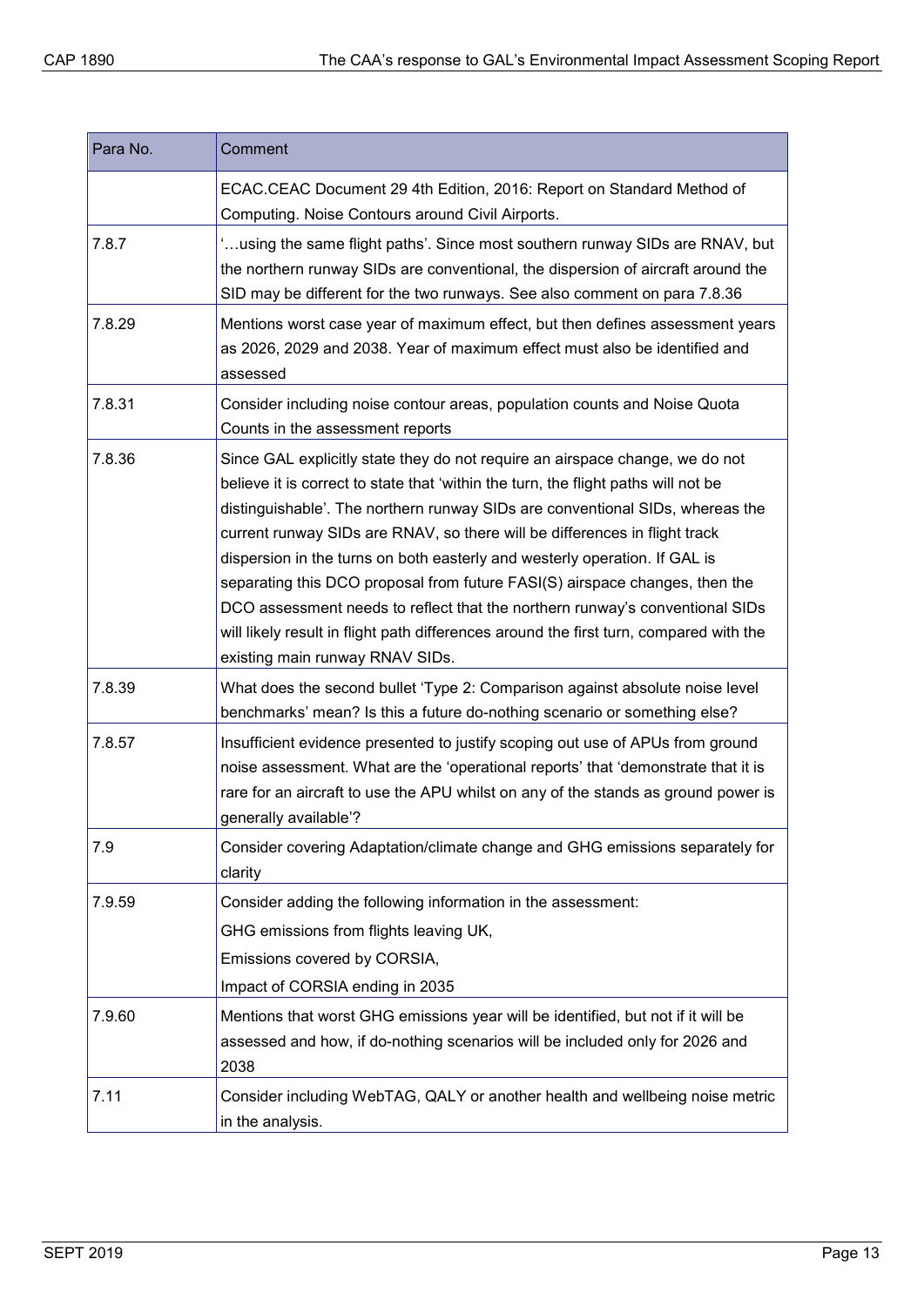| Para No. | Comment |
| --- | --- |
| | ECAC.CEAC Document 29 4th Edition, 2016: Report on Standard Method of Computing. Noise Contours around Civil Airports. |
| 7.8.7 | '…using the same flight paths'. Since most southern runway SIDs are RNAV, but the northern runway SIDs are conventional, the dispersion of aircraft around the SID may be different for the two runways. See also comment on para 7.8.36 |
| 7.8.29 | Mentions worst case year of maximum effect, but then defines assessment years as 2026, 2029 and 2038. Year of maximum effect must also be identified and assessed |
| 7.8.31 | Consider including noise contour areas, population counts and Noise Quota Counts in the assessment reports |
| 7.8.36 | Since GAL explicitly state they do not require an airspace change, we do not believe it is correct to state that 'within the turn, the flight paths will not be distinguishable'. The northern runway SIDs are conventional SIDs, whereas the current runway SIDs are RNAV, so there will be differences in flight track dispersion in the turns on both easterly and westerly operation. If GAL is separating this DCO proposal from future FASI(S) airspace changes, then the DCO assessment needs to reflect that the northern runway's conventional SIDs will likely result in flight path differences around the first turn, compared with the existing main runway RNAV SIDs. |
| 7.8.39 | What does the second bullet 'Type 2: Comparison against absolute noise level benchmarks' mean? Is this a future do-nothing scenario or something else? |
| 7.8.57 | Insufficient evidence presented to justify scoping out use of APUs from ground noise assessment. What are the 'operational reports' that 'demonstrate that it is rare for an aircraft to use the APU whilst on any of the stands as ground power is generally available'? |
| 7.9 | Consider covering Adaptation/climate change and GHG emissions separately for clarity |
| 7.9.59 | Consider adding the following information in the assessment:<br>GHG emissions from flights leaving UK,<br>Emissions covered by CORSIA,<br>Impact of CORSIA ending in 2035 |
| 7.9.60 | Mentions that worst GHG emissions year will be identified, but not if it will be assessed and how, if do-nothing scenarios will be included only for 2026 and 2038 |
| 7.11 | Consider including WebTAG, QALY or another health and wellbeing noise metric in the analysis. |